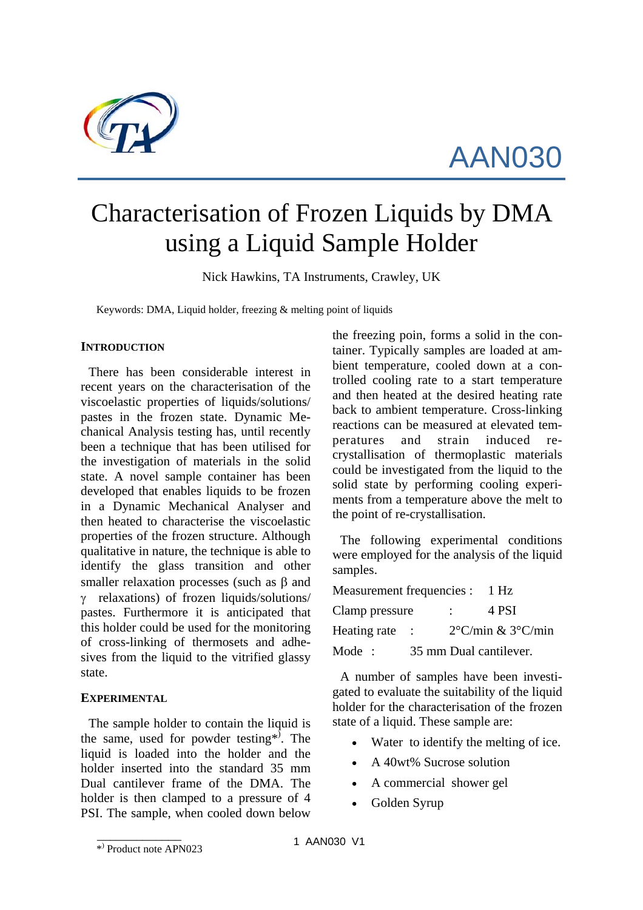AAN030

# Characterisation of Frozen Liquids by DMA using a Liquid Sample Holder

Nick Hawkins, TA Instruments, Crawley, UK

Keywords: DMA, Liquid holder, freezing & melting point of liquids

## INTRODUCTION

There has been considerable interest in recent years on the characterisation of the viscoelastic properties of liquids/solutions/ pastes in the frozen state. Dynamic Mechanical Analysis testing has, until recently been a technique that has been utilised for the investigation of materials in the solid state. A novel sample container has been developed that enables liquids to be frozen in a Dynamic Mechanical Analyser and then heated to characterise the viscoelastic properties of the frozen structure. Although qualitative in nature, the technique is able to identify the glass transition and other smaller relaxation processes (such as β and γ relaxations) of frozen liquids/solutions/ pastes. Furthermore it is anticipated that this holder could be used for the monitoring of cross-linking of thermosets and adhesives from the liquid to the vitrified glassy state.

## EXPERIMENTAL

The sample holder to contain the liquid is the same, used for powder testing*). The liquid is loaded into the holder and the holder inserted into the standard 35 mm Dual cantilever frame of the DMA. The holder is then clamped to a pressure of 4 PSI. The sample, when cooled down below the freezing poin, forms a solid in the container. Typically samples are loaded at ambient temperature, cooled down at a controlled cooling rate to a start temperature and then heated at the desired heating rate back to ambient temperature. Cross-linking reactions can be measured at elevated temperatures and strain induced re-crystallisation of thermoplastic materials could be investigated from the liquid to the solid state by performing cooling experiments from a temperature above the melt to the point of re-crystallisation.

The following experimental conditions were employed for the analysis of the liquid samples.

Measurement frequencies : 1 Hz
Clamp pressure : 4 PSI
Heating rate : 2°C/min & 3°C/min
Mode : 35 mm Dual cantilever.

A number of samples have been investigated to evaluate the suitability of the liquid holder for the characterisation of the frozen state of a liquid. These sample are:

- Water to identify the melting of ice.
- A 40wt% Sucrose solution
- A commercial shower gel
- Golden Syrup

*) Product note APN023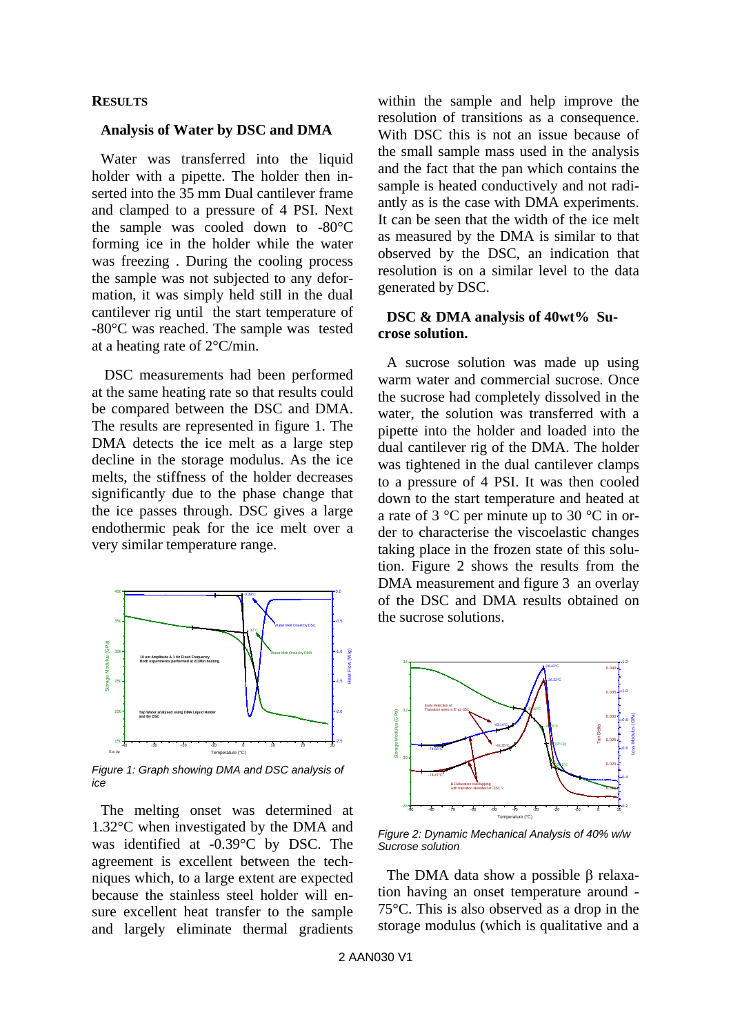## RESULTS

### Analysis of Water by DSC and DMA

Water was transferred into the liquid holder with a pipette. The holder then inserted into the 35 mm Dual cantilever frame and clamped to a pressure of 4 PSI. Next the sample was cooled down to -80°C forming ice in the holder while the water was freezing . During the cooling process the sample was not subjected to any deformation, it was simply held still in the dual cantilever rig until the start temperature of -80°C was reached. The sample was tested at a heating rate of 2°C/min.

DSC measurements had been performed at the same heating rate so that results could be compared between the DSC and DMA. The results are represented in figure 1. The DMA detects the ice melt as a large step decline in the storage modulus. As the ice melts, the stiffness of the holder decreases significantly due to the phase change that the ice passes through. DSC gives a large endothermic peak for the ice melt over a very similar temperature range.

*Figure 1: Graph showing DMA and DSC analysis of ice*

The melting onset was determined at 1.32°C when investigated by the DMA and was identified at -0.39°C by DSC. The agreement is excellent between the techniques which, to a large extent are expected because the stainless steel holder will ensure excellent heat transfer to the sample and largely eliminate thermal gradients within the sample and help improve the resolution of transitions as a consequence. With DSC this is not an issue because of the small sample mass used in the analysis and the fact that the pan which contains the sample is heated conductively and not radiantly as is the case with DMA experiments. It can be seen that the width of the ice melt as measured by the DMA is similar to that observed by the DSC, an indication that resolution is on a similar level to the data generated by DSC.

### DSC & DMA analysis of 40wt% Sucrose solution.

A sucrose solution was made up using warm water and commercial sucrose. Once the sucrose had completely dissolved in the water, the solution was transferred with a pipette into the holder and loaded into the dual cantilever rig of the DMA. The holder was tightened in the dual cantilever clamps to a pressure of 4 PSI. It was then cooled down to the start temperature and heated at a rate of 3 °C per minute up to 30 °C in order to characterise the viscoelastic changes taking place in the frozen state of this solution. Figure 2 shows the results from the DMA measurement and figure 3 an overlay of the DSC and DMA results obtained on the sucrose solutions.

*Figure 2: Dynamic Mechanical Analysis of 40% w/w Sucrose solution*

The DMA data show a possible β relaxation having an onset temperature around -75°C. This is also observed as a drop in the storage modulus (which is qualitative and a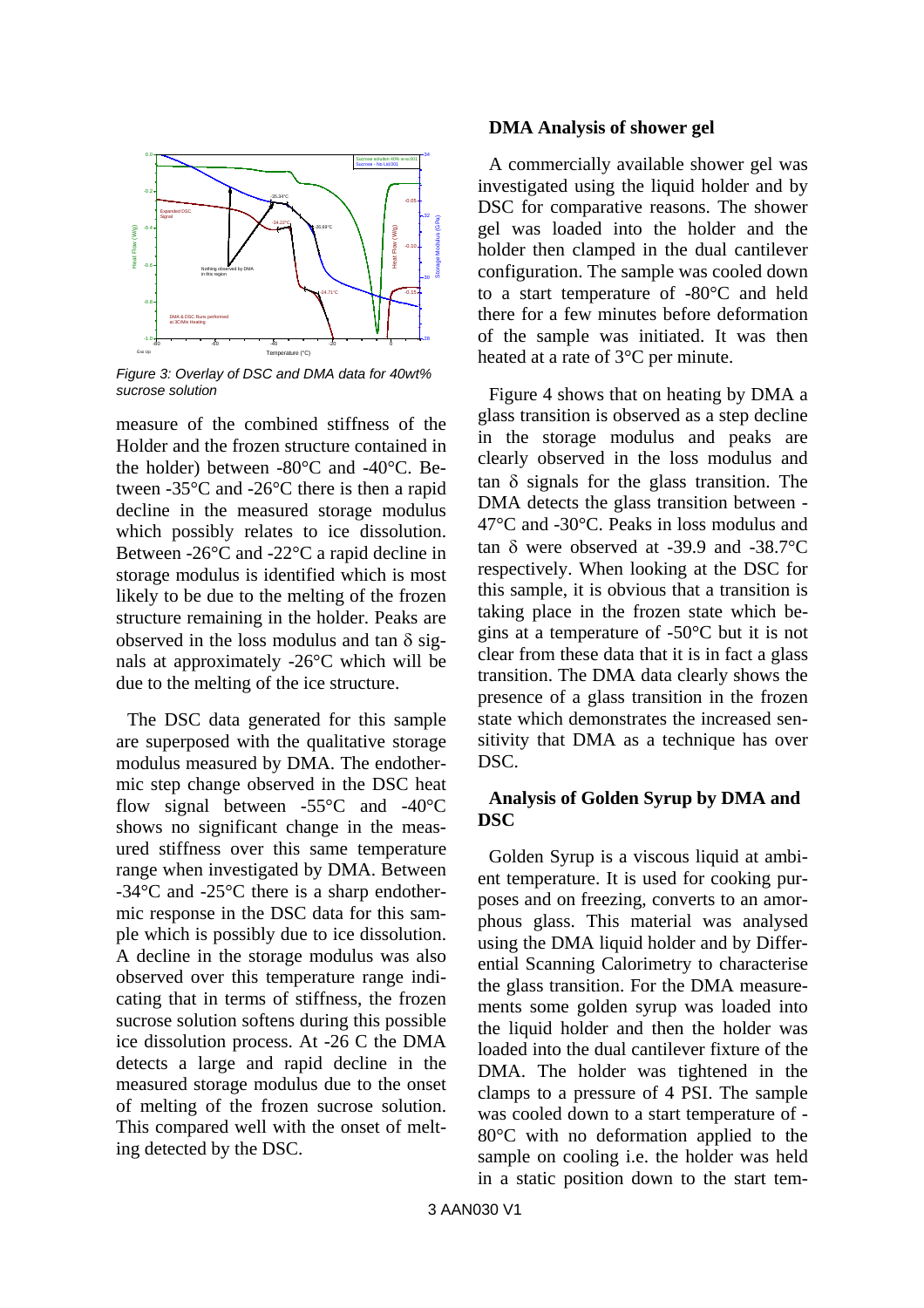*Figure 3: Overlay of DSC and DMA data for 40wt% sucrose solution*

measure of the combined stiffness of the Holder and the frozen structure contained in the holder) between -80°C and -40°C. Between -35°C and -26°C there is then a rapid decline in the measured storage modulus which possibly relates to ice dissolution. Between -26°C and -22°C a rapid decline in storage modulus is identified which is most likely to be due to the melting of the frozen structure remaining in the holder. Peaks are observed in the loss modulus and tan δ signals at approximately -26°C which will be due to the melting of the ice structure.

The DSC data generated for this sample are superposed with the qualitative storage modulus measured by DMA. The endothermic step change observed in the DSC heat flow signal between -55°C and -40°C shows no significant change in the measured stiffness over this same temperature range when investigated by DMA. Between -34°C and -25°C there is a sharp endothermic response in the DSC data for this sample which is possibly due to ice dissolution. A decline in the storage modulus was also observed over this temperature range indicating that in terms of stiffness, the frozen sucrose solution softens during this possible ice dissolution process. At -26 C the DMA detects a large and rapid decline in the measured storage modulus due to the onset of melting of the frozen sucrose solution. This compared well with the onset of melting detected by the DSC.

**DMA Analysis of shower gel**

A commercially available shower gel was investigated using the liquid holder and by DSC for comparative reasons. The shower gel was loaded into the holder and the holder then clamped in the dual cantilever configuration. The sample was cooled down to a start temperature of -80°C and held there for a few minutes before deformation of the sample was initiated. It was then heated at a rate of 3°C per minute.

Figure 4 shows that on heating by DMA a glass transition is observed as a step decline in the storage modulus and peaks are clearly observed in the loss modulus and tan δ signals for the glass transition. The DMA detects the glass transition between -47°C and -30°C. Peaks in loss modulus and tan δ were observed at -39.9 and -38.7°C respectively. When looking at the DSC for this sample, it is obvious that a transition is taking place in the frozen state which begins at a temperature of -50°C but it is not clear from these data that it is in fact a glass transition. The DMA data clearly shows the presence of a glass transition in the frozen state which demonstrates the increased sensitivity that DMA as a technique has over DSC.

**Analysis of Golden Syrup by DMA and DSC**

Golden Syrup is a viscous liquid at ambient temperature. It is used for cooking purposes and on freezing, converts to an amorphous glass. This material was analysed using the DMA liquid holder and by Differential Scanning Calorimetry to characterise the glass transition. For the DMA measurements some golden syrup was loaded into the liquid holder and then the holder was loaded into the dual cantilever fixture of the DMA. The holder was tightened in the clamps to a pressure of 4 PSI. The sample was cooled down to a start temperature of -80°C with no deformation applied to the sample on cooling i.e. the holder was held in a static position down to the start tem-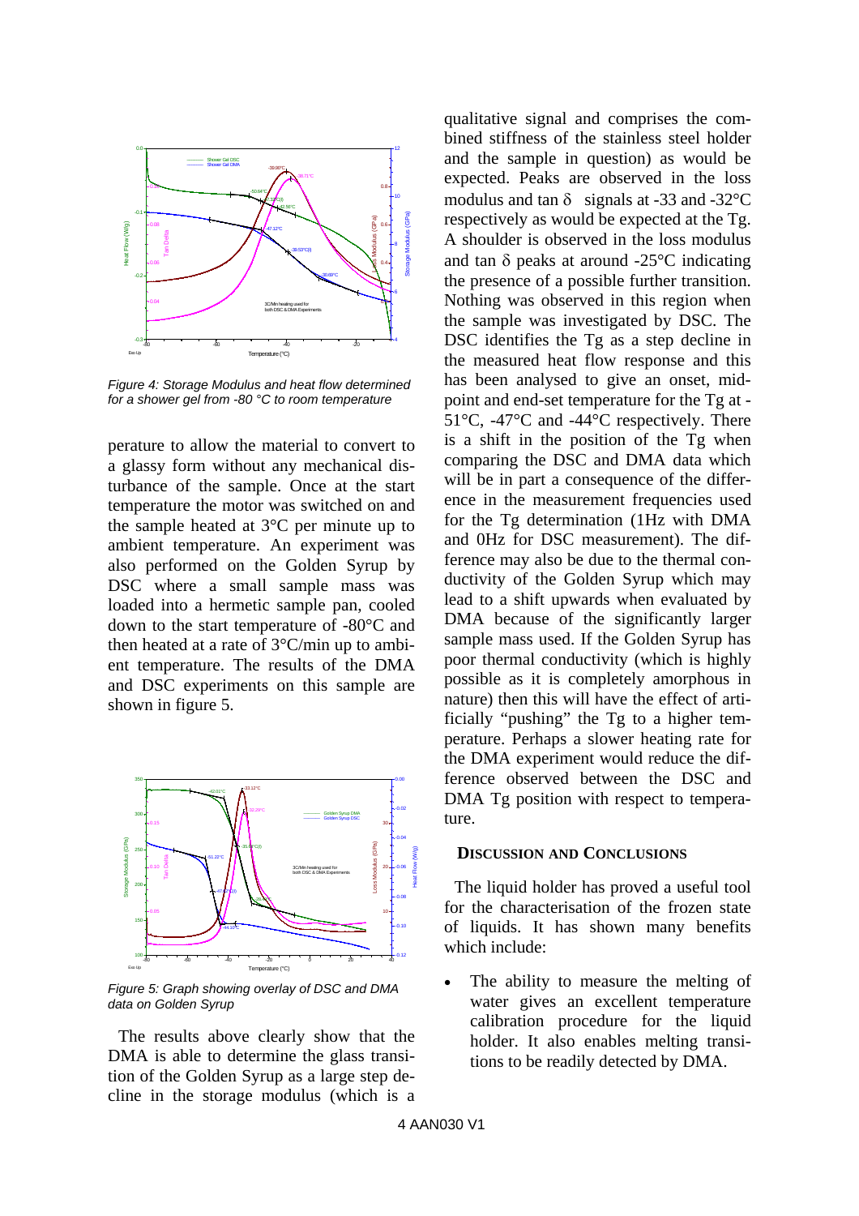*Figure 4: Storage Modulus and heat flow determined for a shower gel from -80 °C to room temperature*

perature to allow the material to convert to a glassy form without any mechanical disturbance of the sample. Once at the start temperature the motor was switched on and the sample heated at 3°C per minute up to ambient temperature. An experiment was also performed on the Golden Syrup by DSC where a small sample mass was loaded into a hermetic sample pan, cooled down to the start temperature of -80°C and then heated at a rate of 3°C/min up to ambient temperature. The results of the DMA and DSC experiments on this sample are shown in figure 5.

*Figure 5: Graph showing overlay of DSC and DMA data on Golden Syrup*

The results above clearly show that the DMA is able to determine the glass transition of the Golden Syrup as a large step decline in the storage modulus (which is a qualitative signal and comprises the combined stiffness of the stainless steel holder and the sample in question) as would be expected. Peaks are observed in the loss modulus and tan δ signals at -33 and -32°C respectively as would be expected at the Tg. A shoulder is observed in the loss modulus and tan δ peaks at around -25°C indicating the presence of a possible further transition. Nothing was observed in this region when the sample was investigated by DSC. The DSC identifies the Tg as a step decline in the measured heat flow response and this has been analysed to give an onset, midpoint and end-set temperature for the Tg at -51°C, -47°C and -44°C respectively. There is a shift in the position of the Tg when comparing the DSC and DMA data which will be in part a consequence of the difference in the measurement frequencies used for the Tg determination (1Hz with DMA and 0Hz for DSC measurement). The difference may also be due to the thermal conductivity of the Golden Syrup which may lead to a shift upwards when evaluated by DMA because of the significantly larger sample mass used. If the Golden Syrup has poor thermal conductivity (which is highly possible as it is completely amorphous in nature) then this will have the effect of artificially “pushing” the Tg to a higher temperature. Perhaps a slower heating rate for the DMA experiment would reduce the difference observed between the DSC and DMA Tg position with respect to temperature.

## Discussion and Conclusions

The liquid holder has proved a useful tool for the characterisation of the frozen state of liquids. It has shown many benefits which include:

- The ability to measure the melting of water gives an excellent temperature calibration procedure for the liquid holder. It also enables melting transitions to be readily detected by DMA.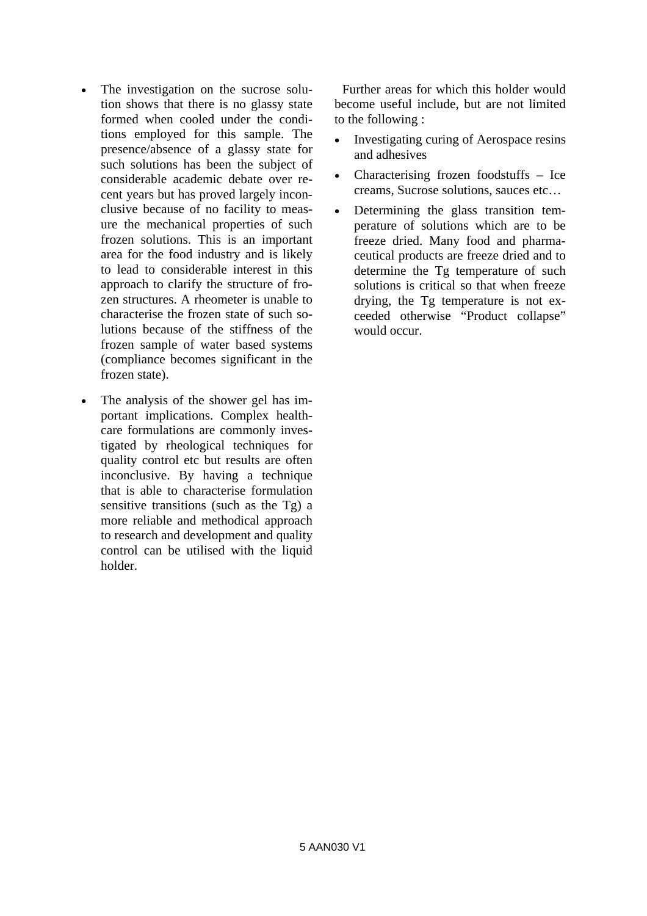- The investigation on the sucrose solution shows that there is no glassy state formed when cooled under the conditions employed for this sample. The presence/absence of a glassy state for such solutions has been the subject of considerable academic debate over recent years but has proved largely inconclusive because of no facility to measure the mechanical properties of such frozen solutions. This is an important area for the food industry and is likely to lead to considerable interest in this approach to clarify the structure of frozen structures. A rheometer is unable to characterise the frozen state of such solutions because of the stiffness of the frozen sample of water based systems (compliance becomes significant in the frozen state).

- The analysis of the shower gel has important implications. Complex healthcare formulations are commonly investigated by rheological techniques for quality control etc but results are often inconclusive. By having a technique that is able to characterise formulation sensitive transitions (such as the Tg) a more reliable and methodical approach to research and development and quality control can be utilised with the liquid holder.

Further areas for which this holder would become useful include, but are not limited to the following :

- Investigating curing of Aerospace resins and adhesives
- Characterising frozen foodstuffs – Ice creams, Sucrose solutions, sauces etc…
- Determining the glass transition temperature of solutions which are to be freeze dried. Many food and pharmaceutical products are freeze dried and to determine the Tg temperature of such solutions is critical so that when freeze drying, the Tg temperature is not exceeded otherwise “Product collapse” would occur.